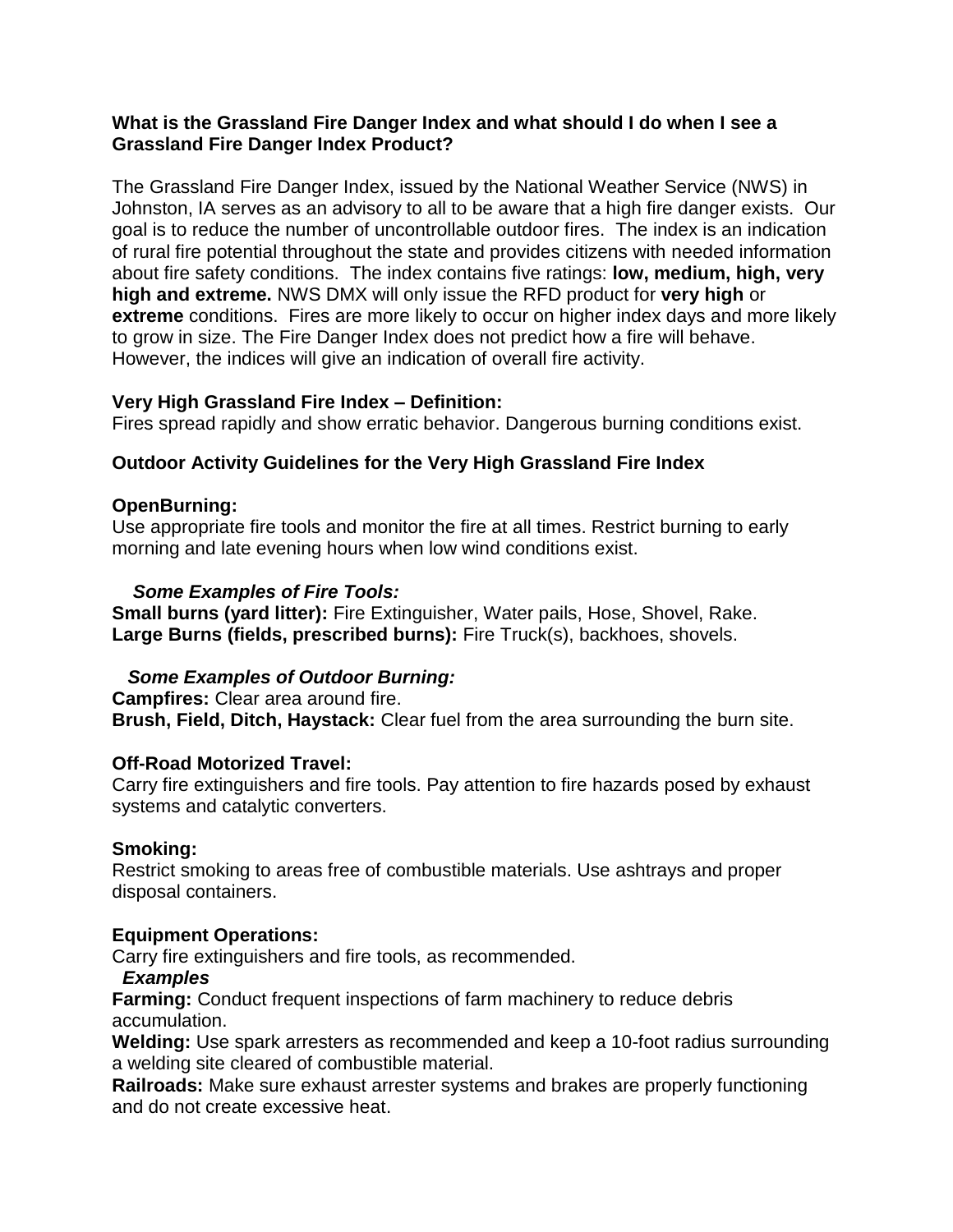**What is the Grassland Fire Danger Index and what should I do when I see a Grassland Fire Danger Index Product?**

The Grassland Fire Danger Index, issued by the National Weather Service (NWS) in Johnston, IA serves as an advisory to all to be aware that a high fire danger exists. Our goal is to reduce the number of uncontrollable outdoor fires. The index is an indication of rural fire potential throughout the state and provides citizens with needed information about fire safety conditions. The index contains five ratings: **low, medium, high, very high and extreme.** NWS DMX will only issue the RFD product for **very high** or **extreme** conditions. Fires are more likely to occur on higher index days and more likely to grow in size. The Fire Danger Index does not predict how a fire will behave. However, the indices will give an indication of overall fire activity.

**Very High Grassland Fire Index – Definition:**
Fires spread rapidly and show erratic behavior. Dangerous burning conditions exist.

**Outdoor Activity Guidelines for the Very High Grassland Fire Index**

**OpenBurning:**
Use appropriate fire tools and monitor the fire at all times. Restrict burning to early morning and late evening hours when low wind conditions exist.

***Some Examples of Fire Tools:***
**Small burns (yard litter):** Fire Extinguisher, Water pails, Hose, Shovel, Rake.
**Large Burns (fields, prescribed burns):** Fire Truck(s), backhoes, shovels.

***Some Examples of Outdoor Burning:***
**Campfires:** Clear area around fire.
**Brush, Field, Ditch, Haystack:** Clear fuel from the area surrounding the burn site.

**Off-Road Motorized Travel:**
Carry fire extinguishers and fire tools. Pay attention to fire hazards posed by exhaust systems and catalytic converters.

**Smoking:**
Restrict smoking to areas free of combustible materials. Use ashtrays and proper disposal containers.

**Equipment Operations:**
Carry fire extinguishers and fire tools, as recommended.
***Examples***
**Farming:** Conduct frequent inspections of farm machinery to reduce debris accumulation.
**Welding:** Use spark arresters as recommended and keep a 10-foot radius surrounding a welding site cleared of combustible material.
**Railroads:** Make sure exhaust arrester systems and brakes are properly functioning and do not create excessive heat.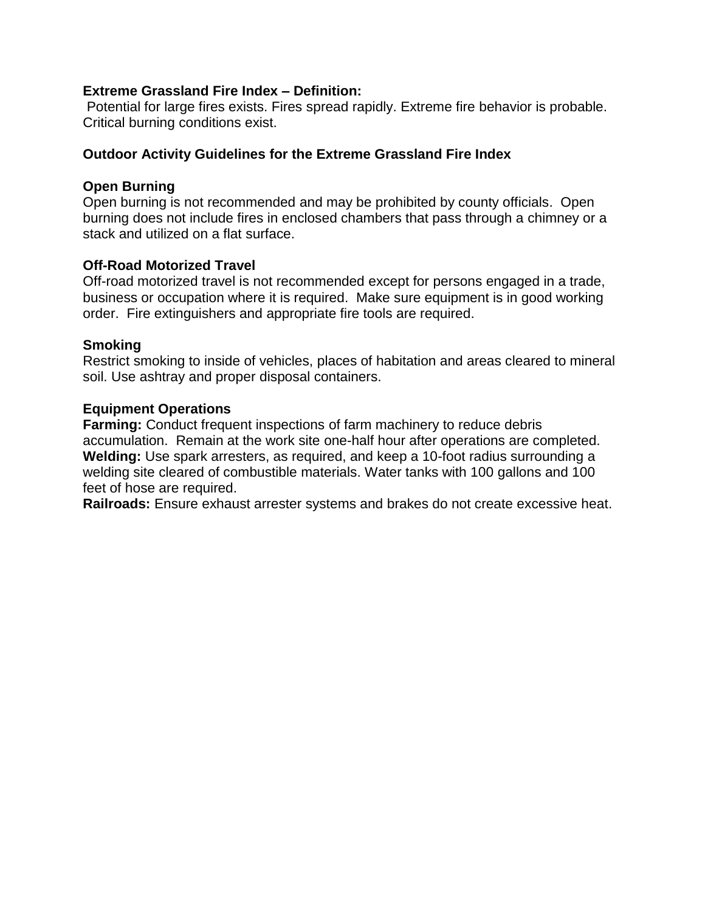**Extreme Grassland Fire Index – Definition:**
Potential for large fires exists. Fires spread rapidly. Extreme fire behavior is probable. Critical burning conditions exist.

**Outdoor Activity Guidelines for the Extreme Grassland Fire Index**

**Open Burning**
Open burning is not recommended and may be prohibited by county officials. Open burning does not include fires in enclosed chambers that pass through a chimney or a stack and utilized on a flat surface.

**Off-Road Motorized Travel**
Off-road motorized travel is not recommended except for persons engaged in a trade, business or occupation where it is required. Make sure equipment is in good working order. Fire extinguishers and appropriate fire tools are required.

**Smoking**
Restrict smoking to inside of vehicles, places of habitation and areas cleared to mineral soil. Use ashtray and proper disposal containers.

**Equipment Operations**
**Farming:** Conduct frequent inspections of farm machinery to reduce debris accumulation. Remain at the work site one-half hour after operations are completed.
**Welding:** Use spark arresters, as required, and keep a 10-foot radius surrounding a welding site cleared of combustible materials. Water tanks with 100 gallons and 100 feet of hose are required.
**Railroads:** Ensure exhaust arrester systems and brakes do not create excessive heat.